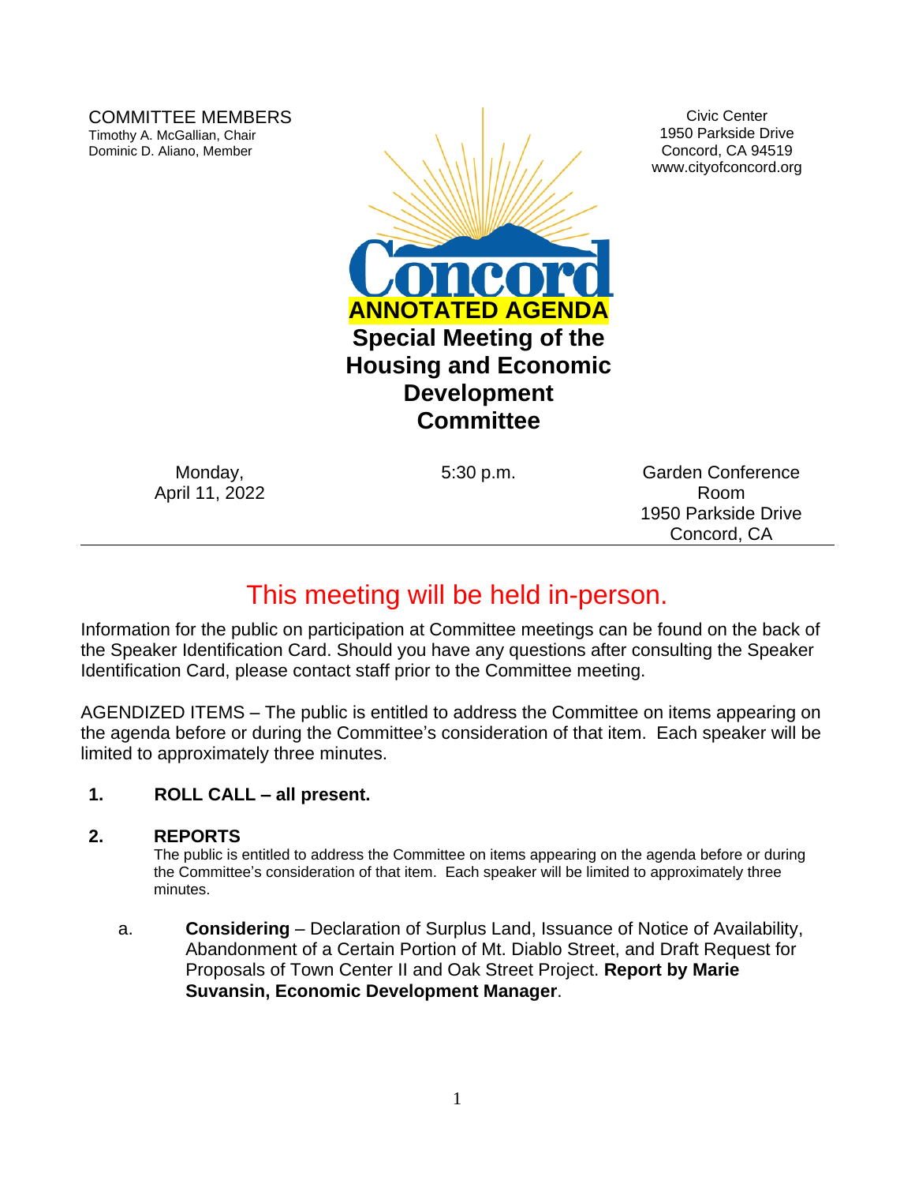COMMITTEE MEMBERS
Timothy A. McGallian, Chair
Dominic D. Aliano, Member

Civic Center
1950 Parkside Drive
Concord, CA 94519
www.cityofconcord.org

Concord

**ANNOTATED AGENDA**

# Special Meeting of the Housing and Economic Development Committee

Monday,
April 11, 2022

5:30 p.m.

Garden Conference Room
1950 Parkside Drive
Concord, CA

---

## This meeting will be held in-person.

Information for the public on participation at Committee meetings can be found on the back of the Speaker Identification Card. Should you have any questions after consulting the Speaker Identification Card, please contact staff prior to the Committee meeting.

AGENDIZED ITEMS – The public is entitled to address the Committee on items appearing on the agenda before or during the Committee's consideration of that item. Each speaker will be limited to approximately three minutes.

**1. ROLL CALL – all present.**

**2. REPORTS**

The public is entitled to address the Committee on items appearing on the agenda before or during the Committee's consideration of that item. Each speaker will be limited to approximately three minutes.

a. **Considering** – Declaration of Surplus Land, Issuance of Notice of Availability, Abandonment of a Certain Portion of Mt. Diablo Street, and Draft Request for Proposals of Town Center II and Oak Street Project. **Report by Marie Suvansin, Economic Development Manager**.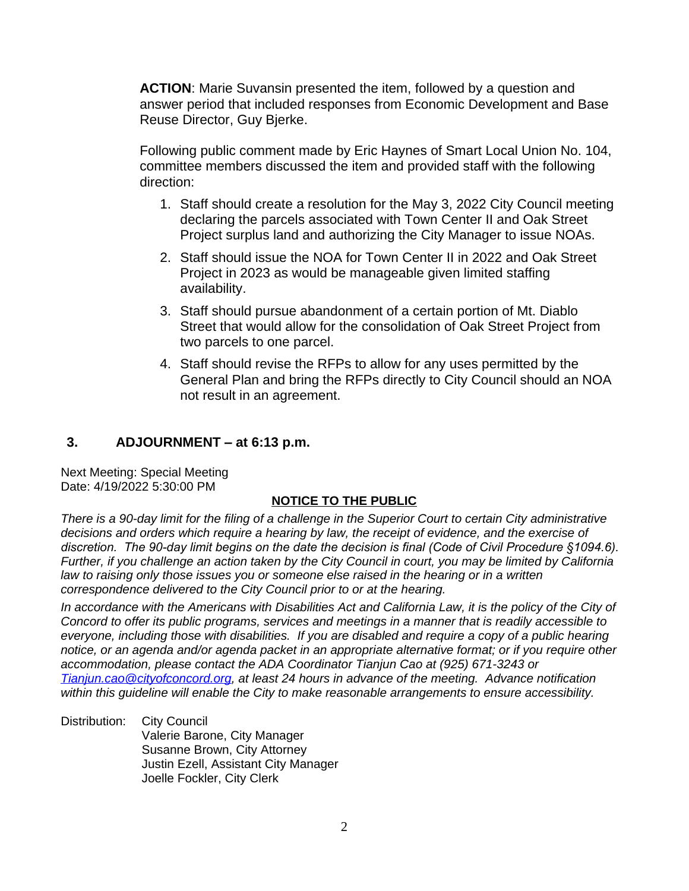**ACTION**: Marie Suvansin presented the item, followed by a question and answer period that included responses from Economic Development and Base Reuse Director, Guy Bjerke.

Following public comment made by Eric Haynes of Smart Local Union No. 104, committee members discussed the item and provided staff with the following direction:

1. Staff should create a resolution for the May 3, 2022 City Council meeting declaring the parcels associated with Town Center II and Oak Street Project surplus land and authorizing the City Manager to issue NOAs.
2. Staff should issue the NOA for Town Center II in 2022 and Oak Street Project in 2023 as would be manageable given limited staffing availability.
3. Staff should pursue abandonment of a certain portion of Mt. Diablo Street that would allow for the consolidation of Oak Street Project from two parcels to one parcel.
4. Staff should revise the RFPs to allow for any uses permitted by the General Plan and bring the RFPs directly to City Council should an NOA not result in an agreement.

## 3. ADJOURNMENT – at 6:13 p.m.

Next Meeting: Special Meeting
Date: 4/19/2022 5:30:00 PM

**NOTICE TO THE PUBLIC**

*There is a 90-day limit for the filing of a challenge in the Superior Court to certain City administrative decisions and orders which require a hearing by law, the receipt of evidence, and the exercise of discretion. The 90-day limit begins on the date the decision is final (Code of Civil Procedure §1094.6). Further, if you challenge an action taken by the City Council in court, you may be limited by California law to raising only those issues you or someone else raised in the hearing or in a written correspondence delivered to the City Council prior to or at the hearing.*

*In accordance with the Americans with Disabilities Act and California Law, it is the policy of the City of Concord to offer its public programs, services and meetings in a manner that is readily accessible to everyone, including those with disabilities. If you are disabled and require a copy of a public hearing notice, or an agenda and/or agenda packet in an appropriate alternative format; or if you require other accommodation, please contact the ADA Coordinator Tianjun Cao at (925) 671-3243 or Tianjun.cao@cityofconcord.org, at least 24 hours in advance of the meeting. Advance notification within this guideline will enable the City to make reasonable arrangements to ensure accessibility.*

Distribution: City Council
Valerie Barone, City Manager
Susanne Brown, City Attorney
Justin Ezell, Assistant City Manager
Joelle Fockler, City Clerk